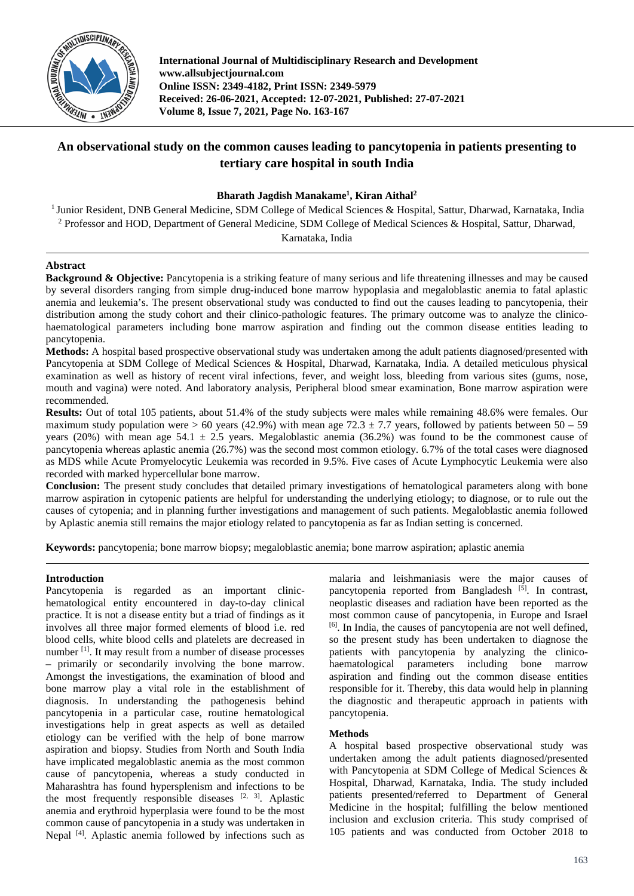# An observational study on the common causes leading to pancytopenia in patients presenting to tertiary care hospital in south India

**Bharath Jagdish Manakame[1], Kiran Aithal[2]**

[1] Junior Resident, DNB General Medicine, SDM College of Medical Sciences & Hospital, Sattur, Dharwad, Karnataka, India
[2] Professor and HOD, Department of General Medicine, SDM College of Medical Sciences & Hospital, Sattur, Dharwad, Karnataka, India

## Abstract

**Background & Objective:** Pancytopenia is a striking feature of many serious and life threatening illnesses and may be caused by several disorders ranging from simple drug-induced bone marrow hypoplasia and megaloblastic anemia to fatal aplastic anemia and leukemia's. The present observational study was conducted to find out the causes leading to pancytopenia, their distribution among the study cohort and their clinico-pathologic features. The primary outcome was to analyze the clinico-haematological parameters including bone marrow aspiration and finding out the common disease entities leading to pancytopenia.

**Methods:** A hospital based prospective observational study was undertaken among the adult patients diagnosed/presented with Pancytopenia at SDM College of Medical Sciences & Hospital, Dharwad, Karnataka, India. A detailed meticulous physical examination as well as history of recent viral infections, fever, and weight loss, bleeding from various sites (gums, nose, mouth and vagina) were noted. And laboratory analysis, Peripheral blood smear examination, Bone marrow aspiration were recommended.

**Results:** Out of total 105 patients, about 51.4% of the study subjects were males while remaining 48.6% were females. Our maximum study population were > 60 years (42.9%) with mean age 72.3 ± 7.7 years, followed by patients between 50 – 59 years (20%) with mean age 54.1 ± 2.5 years. Megaloblastic anemia (36.2%) was found to be the commonest cause of pancytopenia whereas aplastic anemia (26.7%) was the second most common etiology. 6.7% of the total cases were diagnosed as MDS while Acute Promyelocytic Leukemia was recorded in 9.5%. Five cases of Acute Lymphocytic Leukemia were also recorded with marked hypercellular bone marrow.

**Conclusion:** The present study concludes that detailed primary investigations of hematological parameters along with bone marrow aspiration in cytopenic patients are helpful for understanding the underlying etiology; to diagnose, or to rule out the causes of cytopenia; and in planning further investigations and management of such patients. Megaloblastic anemia followed by Aplastic anemia still remains the major etiology related to pancytopenia as far as Indian setting is concerned.

**Keywords:** pancytopenia; bone marrow biopsy; megaloblastic anemia; bone marrow aspiration; aplastic anemia

## Introduction

Pancytopenia is regarded as an important clinic-hematological entity encountered in day-to-day clinical practice. It is not a disease entity but a triad of findings as it involves all three major formed elements of blood i.e. red blood cells, white blood cells and platelets are decreased in number [1]. It may result from a number of disease processes – primarily or secondarily involving the bone marrow. Amongst the investigations, the examination of blood and bone marrow play a vital role in the establishment of diagnosis. In understanding the pathogenesis behind pancytopenia in a particular case, routine hematological investigations help in great aspects as well as detailed etiology can be verified with the help of bone marrow aspiration and biopsy. Studies from North and South India have implicated megaloblastic anemia as the most common cause of pancytopenia, whereas a study conducted in Maharashtra has found hypersplenism and infections to be the most frequently responsible diseases [2, 3]. Aplastic anemia and erythroid hyperplasia were found to be the most common cause of pancytopenia in a study was undertaken in Nepal [4]. Aplastic anemia followed by infections such as malaria and leishmaniasis were the major causes of pancytopenia reported from Bangladesh [5]. In contrast, neoplastic diseases and radiation have been reported as the most common cause of pancytopenia, in Europe and Israel [6]. In India, the causes of pancytopenia are not well defined, so the present study has been undertaken to diagnose the patients with pancytopenia by analyzing the clinico-haematological parameters including bone marrow aspiration and finding out the common disease entities responsible for it. Thereby, this data would help in planning the diagnostic and therapeutic approach in patients with pancytopenia.

## Methods

A hospital based prospective observational study was undertaken among the adult patients diagnosed/presented with Pancytopenia at SDM College of Medical Sciences & Hospital, Dharwad, Karnataka, India. The study included patients presented/referred to Department of General Medicine in the hospital; fulfilling the below mentioned inclusion and exclusion criteria. This study comprised of 105 patients and was conducted from October 2018 to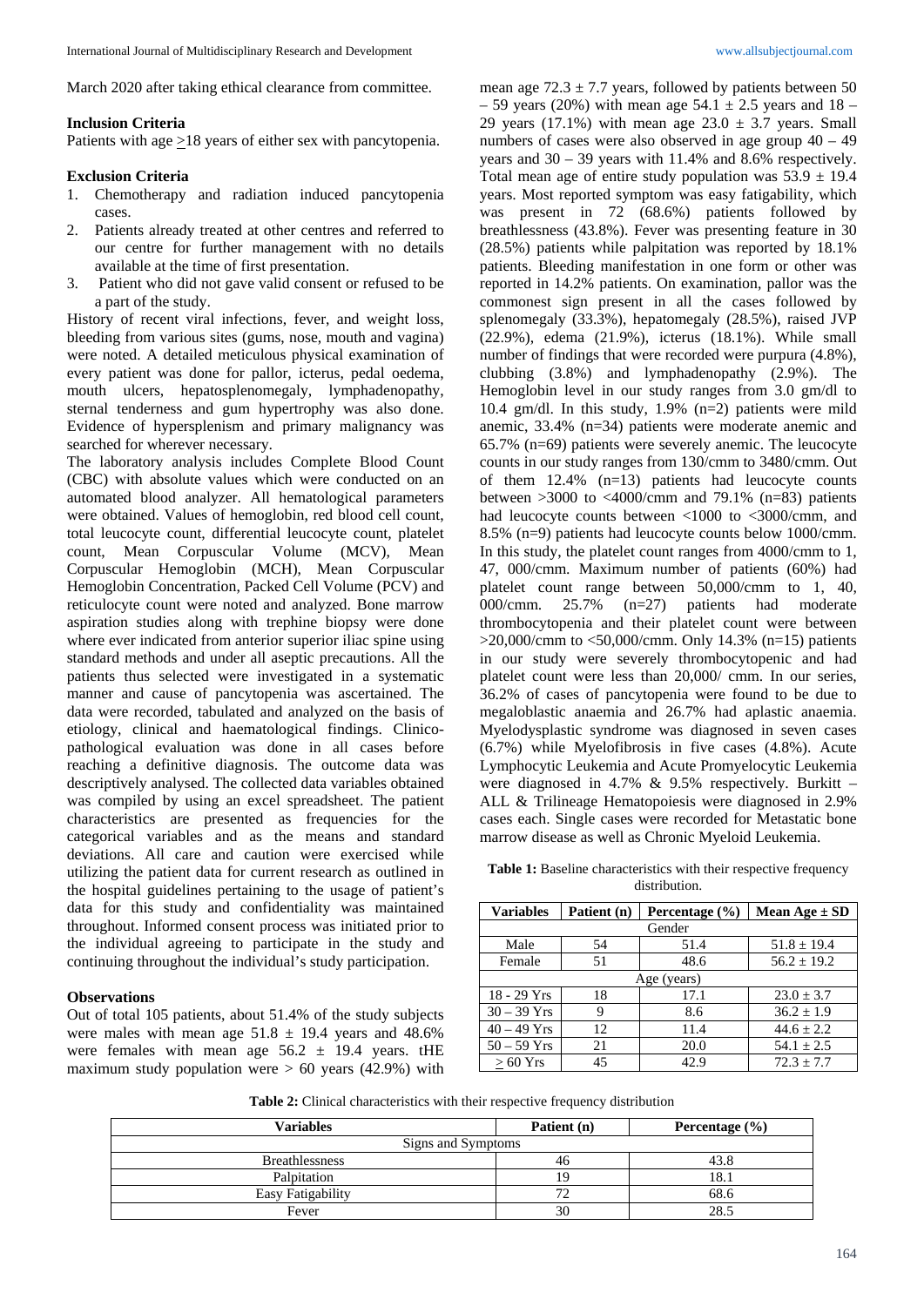March 2020 after taking ethical clearance from committee.

### Inclusion Criteria

Patients with age ≥18 years of either sex with pancytopenia.

### Exclusion Criteria

1. Chemotherapy and radiation induced pancytopenia cases.
2. Patients already treated at other centres and referred to our centre for further management with no details available at the time of first presentation.
3. Patient who did not gave valid consent or refused to be a part of the study.

History of recent viral infections, fever, and weight loss, bleeding from various sites (gums, nose, mouth and vagina) were noted. A detailed meticulous physical examination of every patient was done for pallor, icterus, pedal oedema, mouth ulcers, hepatosplenomegaly, lymphadenopathy, sternal tenderness and gum hypertrophy was also done. Evidence of hypersplenism and primary malignancy was searched for wherever necessary.

The laboratory analysis includes Complete Blood Count (CBC) with absolute values which were conducted on an automated blood analyzer. All hematological parameters were obtained. Values of hemoglobin, red blood cell count, total leucocyte count, differential leucocyte count, platelet count, Mean Corpuscular Volume (MCV), Mean Corpuscular Hemoglobin (MCH), Mean Corpuscular Hemoglobin Concentration, Packed Cell Volume (PCV) and reticulocyte count were noted and analyzed. Bone marrow aspiration studies along with trephine biopsy were done where ever indicated from anterior superior iliac spine using standard methods and under all aseptic precautions. All the patients thus selected were investigated in a systematic manner and cause of pancytopenia was ascertained. The data were recorded, tabulated and analyzed on the basis of etiology, clinical and haematological findings. Clinico-pathological evaluation was done in all cases before reaching a definitive diagnosis. The outcome data was descriptively analysed. The collected data variables obtained was compiled by using an excel spreadsheet. The patient characteristics are presented as frequencies for the categorical variables and as the means and standard deviations. All care and caution were exercised while utilizing the patient data for current research as outlined in the hospital guidelines pertaining to the usage of patient's data for this study and confidentiality was maintained throughout. Informed consent process was initiated prior to the individual agreeing to participate in the study and continuing throughout the individual's study participation.

### Observations

Out of total 105 patients, about 51.4% of the study subjects were males with mean age 51.8 ± 19.4 years and 48.6% were females with mean age 56.2 ± 19.4 years. tHE maximum study population were > 60 years (42.9%) with mean age 72.3 ± 7.7 years, followed by patients between 50 – 59 years (20%) with mean age 54.1 ± 2.5 years and 18 – 29 years (17.1%) with mean age 23.0 ± 3.7 years. Small numbers of cases were also observed in age group 40 – 49 years and 30 – 39 years with 11.4% and 8.6% respectively. Total mean age of entire study population was 53.9 ± 19.4 years. Most reported symptom was easy fatigability, which was present in 72 (68.6%) patients followed by breathlessness (43.8%). Fever was presenting feature in 30 (28.5%) patients while palpitation was reported by 18.1% patients. Bleeding manifestation in one form or other was reported in 14.2% patients. On examination, pallor was the commonest sign present in all the cases followed by splenomegaly (33.3%), hepatomegaly (28.5%), raised JVP (22.9%), edema (21.9%), icterus (18.1%). While small number of findings that were recorded were purpura (4.8%), clubbing (3.8%) and lymphadenopathy (2.9%). The Hemoglobin level in our study ranges from 3.0 gm/dl to 10.4 gm/dl. In this study, 1.9% (n=2) patients were mild anemic, 33.4% (n=34) patients were moderate anemic and 65.7% (n=69) patients were severely anemic. The leucocyte counts in our study ranges from 130/cmm to 3480/cmm. Out of them 12.4% (n=13) patients had leucocyte counts between >3000 to <4000/cmm and 79.1% (n=83) patients had leucocyte counts between <1000 to <3000/cmm, and 8.5% (n=9) patients had leucocyte counts below 1000/cmm. In this study, the platelet count ranges from 4000/cmm to 1, 47, 000/cmm. Maximum number of patients (60%) had platelet count range between 50,000/cmm to 1, 40, 000/cmm. 25.7% (n=27) patients had moderate thrombocytopenia and their platelet count were between >20,000/cmm to <50,000/cmm. Only 14.3% (n=15) patients in our study were severely thrombocytopenic and had platelet count were less than 20,000/ cmm. In our series, 36.2% of cases of pancytopenia were found to be due to megaloblastic anaemia and 26.7% had aplastic anaemia. Myelodysplastic syndrome was diagnosed in seven cases (6.7%) while Myelofibrosis in five cases (4.8%). Acute Lymphocytic Leukemia and Acute Promyelocytic Leukemia were diagnosed in 4.7% & 9.5% respectively. Burkitt – ALL & Trilineage Hematopoiesis were diagnosed in 2.9% cases each. Single cases were recorded for Metastatic bone marrow disease as well as Chronic Myeloid Leukemia.

**Table 1:** Baseline characteristics with their respective frequency distribution.

| Variables | Patient (n) | Percentage (%) | Mean Age ± SD |
|---|---|---|---|
| Gender | | | |
| Male | 54 | 51.4 | 51.8 ± 19.4 |
| Female | 51 | 48.6 | 56.2 ± 19.2 |
| Age (years) | | | |
| 18 - 29 Yrs | 18 | 17.1 | 23.0 ± 3.7 |
| 30 – 39 Yrs | 9 | 8.6 | 36.2 ± 1.9 |
| 40 – 49 Yrs | 12 | 11.4 | 44.6 ± 2.2 |
| 50 – 59 Yrs | 21 | 20.0 | 54.1 ± 2.5 |
| ≥ 60 Yrs | 45 | 42.9 | 72.3 ± 7.7 |

**Table 2:** Clinical characteristics with their respective frequency distribution

| Variables | Patient (n) | Percentage (%) |
|---|---|---|
| Signs and Symptoms | | |
| Breathlessness | 46 | 43.8 |
| Palpitation | 19 | 18.1 |
| Easy Fatigability | 72 | 68.6 |
| Fever | 30 | 28.5 |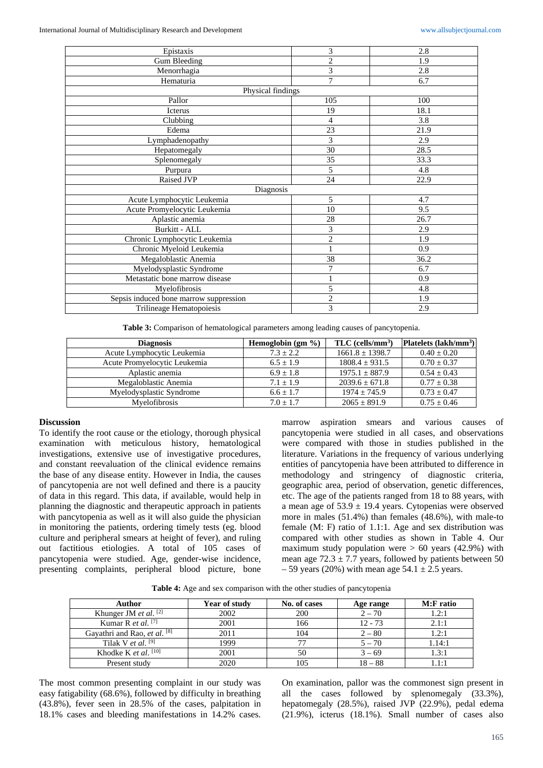| | | |
|---|---|---|
| Epistaxis | 3 | 2.8 |
| Gum Bleeding | 2 | 1.9 |
| Menorrhagia | 3 | 2.8 |
| Hematuria | 7 | 6.7 |
| Physical findings | | |
| Pallor | 105 | 100 |
| Icterus | 19 | 18.1 |
| Clubbing | 4 | 3.8 |
| Edema | 23 | 21.9 |
| Lymphadenopathy | 3 | 2.9 |
| Hepatomegaly | 30 | 28.5 |
| Splenomegaly | 35 | 33.3 |
| Purpura | 5 | 4.8 |
| Raised JVP | 24 | 22.9 |
| Diagnosis | | |
| Acute Lymphocytic Leukemia | 5 | 4.7 |
| Acute Promyelocytic Leukemia | 10 | 9.5 |
| Aplastic anemia | 28 | 26.7 |
| Burkitt - ALL | 3 | 2.9 |
| Chronic Lymphocytic Leukemia | 2 | 1.9 |
| Chronic Myeloid Leukemia | 1 | 0.9 |
| Megaloblastic Anemia | 38 | 36.2 |
| Myelodysplastic Syndrome | 7 | 6.7 |
| Metastatic bone marrow disease | 1 | 0.9 |
| Myelofibrosis | 5 | 4.8 |
| Sepsis induced bone marrow suppression | 2 | 1.9 |
| Trilineage Hematopoiesis | 3 | 2.9 |

**Table 3:** Comparison of hematological parameters among leading causes of pancytopenia.

| Diagnosis | Hemoglobin (gm %) | TLC (cells/mm³) | Platelets (lakh/mm³) |
|---|---|---|---|
| Acute Lymphocytic Leukemia | 7.3 ± 2.2 | 1661.8 ± 1398.7 | 0.40 ± 0.20 |
| Acute Promyelocytic Leukemia | 6.5 ± 1.9 | 1808.4 ± 931.5 | 0.70 ± 0.37 |
| Aplastic anemia | 6.9 ± 1.8 | 1975.1 ± 887.9 | 0.54 ± 0.43 |
| Megaloblastic Anemia | 7.1 ± 1.9 | 2039.6 ± 671.8 | 0.77 ± 0.38 |
| Myelodysplastic Syndrome | 6.6 ± 1.7 | 1974 ± 745.9 | 0.73 ± 0.47 |
| Myelofibrosis | 7.0 ± 1.7 | 2065 ± 891.9 | 0.75 ± 0.46 |

## Discussion

To identify the root cause or the etiology, thorough physical examination with meticulous history, hematological investigations, extensive use of investigative procedures, and constant reevaluation of the clinical evidence remains the base of any disease entity. However in India, the causes of pancytopenia are not well defined and there is a paucity of data in this regard. This data, if available, would help in planning the diagnostic and therapeutic approach in patients with pancytopenia as well as it will also guide the physician in monitoring the patients, ordering timely tests (eg. blood culture and peripheral smears at height of fever), and ruling out factitious etiologies. A total of 105 cases of pancytopenia were studied. Age, gender-wise incidence, presenting complaints, peripheral blood picture, bone marrow aspiration smears and various causes of pancytopenia were studied in all cases, and observations were compared with those in studies published in the literature. Variations in the frequency of various underlying entities of pancytopenia have been attributed to difference in methodology and stringency of diagnostic criteria, geographic area, period of observation, genetic differences, etc. The age of the patients ranged from 18 to 88 years, with a mean age of 53.9 ± 19.4 years. Cytopenias were observed more in males (51.4%) than females (48.6%), with male-to female (M: F) ratio of 1.1:1. Age and sex distribution was compared with other studies as shown in Table 4. Our maximum study population were > 60 years (42.9%) with mean age 72.3 ± 7.7 years, followed by patients between 50 – 59 years (20%) with mean age 54.1 ± 2.5 years.

**Table 4:** Age and sex comparison with the other studies of pancytopenia

| Author | Year of study | No. of cases | Age range | M:F ratio |
|---|---|---|---|---|
| Khunger JM *et al.* [2] | 2002 | 200 | 2 – 70 | 1.2:1 |
| Kumar R *et al.* [7] | 2001 | 166 | 12 - 73 | 2.1:1 |
| Gayathri and Rao, *et al.* [8] | 2011 | 104 | 2 – 80 | 1.2:1 |
| Tilak V *et al.* [9] | 1999 | 77 | 5 – 70 | 1.14:1 |
| Khodke K *et al.* [10] | 2001 | 50 | 3 – 69 | 1.3:1 |
| Present study | 2020 | 105 | 18 – 88 | 1.1:1 |

The most common presenting complaint in our study was easy fatigability (68.6%), followed by difficulty in breathing (43.8%), fever seen in 28.5% of the cases, palpitation in 18.1% cases and bleeding manifestations in 14.2% cases. On examination, pallor was the commonest sign present in all the cases followed by splenomegaly (33.3%), hepatomegaly (28.5%), raised JVP (22.9%), pedal edema (21.9%), icterus (18.1%). Small number of cases also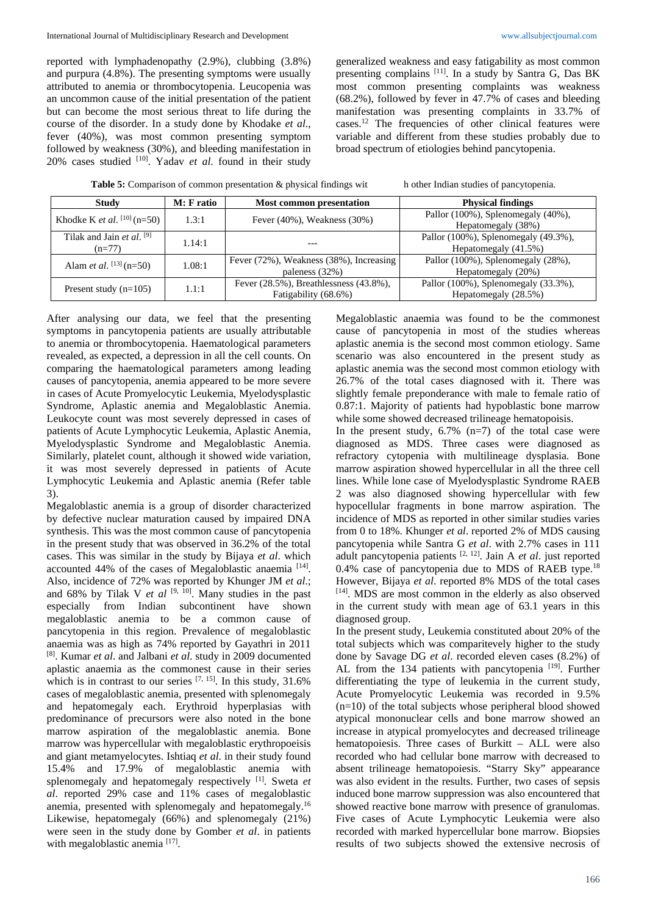reported with lymphadenopathy (2.9%), clubbing (3.8%) and purpura (4.8%). The presenting symptoms were usually attributed to anemia or thrombocytopenia. Leucopenia was an uncommon cause of the initial presentation of the patient but can become the most serious threat to life during the course of the disorder. In a study done by Khodake *et al*., fever (40%), was most common presenting symptom followed by weakness (30%), and bleeding manifestation in 20% cases studied [10]. Yadav *et al*. found in their study generalized weakness and easy fatigability as most common presenting complains [11]. In a study by Santra G, Das BK most common presenting complaints was weakness (68.2%), followed by fever in 47.7% of cases and bleeding manifestation was presenting complaints in 33.7% of cases.[12] The frequencies of other clinical features were variable and different from these studies probably due to broad spectrum of etiologies behind pancytopenia.

**Table 5:** Comparison of common presentation & physical findings with other Indian studies of pancytopenia.

| Study | M: F ratio | Most common presentation | Physical findings |
|---|---|---|---|
| Khodke K *et al*. [10] (n=50) | 1.3:1 | Fever (40%), Weakness (30%) | Pallor (100%), Splenomegaly (40%), Hepatomegaly (38%) |
| Tilak and Jain *et al*. [9] (n=77) | 1.14:1 | --- | Pallor (100%), Splenomegaly (49.3%), Hepatomegaly (41.5%) |
| Alam *et al*. [13] (n=50) | 1.08:1 | Fever (72%), Weakness (38%), Increasing paleness (32%) | Pallor (100%), Splenomegaly (28%), Hepatomegaly (20%) |
| Present study (n=105) | 1.1:1 | Fever (28.5%), Breathlessness (43.8%), Fatigability (68.6%) | Pallor (100%), Splenomegaly (33.3%), Hepatomegaly (28.5%) |

After analysing our data, we feel that the presenting symptoms in pancytopenia patients are usually attributable to anemia or thrombocytopenia. Haematological parameters revealed, as expected, a depression in all the cell counts. On comparing the haematological parameters among leading causes of pancytopenia, anemia appeared to be more severe in cases of Acute Promyelocytic Leukemia, Myelodysplastic Syndrome, Aplastic anemia and Megaloblastic Anemia. Leukocyte count was most severely depressed in cases of patients of Acute Lymphocytic Leukemia, Aplastic Anemia, Myelodysplastic Syndrome and Megaloblastic Anemia. Similarly, platelet count, although it showed wide variation, it was most severely depressed in patients of Acute Lymphocytic Leukemia and Aplastic anemia (Refer table 3).

Megaloblastic anemia is a group of disorder characterized by defective nuclear maturation caused by impaired DNA synthesis. This was the most common cause of pancytopenia in the present study that was observed in 36.2% of the total cases. This was similar in the study by Bijaya *et al*. which accounted 44% of the cases of Megaloblastic anaemia [14]. Also, incidence of 72% was reported by Khunger JM *et al*.; and 68% by Tilak V *et al* [9, 10]. Many studies in the past especially from Indian subcontinent have shown megaloblastic anemia to be a common cause of pancytopenia in this region. Prevalence of megaloblastic anaemia was as high as 74% reported by Gayathri in 2011 [8]. Kumar *et al*. and Jalbani *et al*. study in 2009 documented aplastic anaemia as the commonest cause in their series which is in contrast to our series [7, 15]. In this study, 31.6% cases of megaloblastic anemia, presented with splenomegaly and hepatomegaly each. Erythroid hyperplasias with predominance of precursors were also noted in the bone marrow aspiration of the megaloblastic anemia. Bone marrow was hypercellular with megaloblastic erythropoeisis and giant metamyelocytes. Ishtiaq *et al*. in their study found 15.4% and 17.9% of megaloblastic anemia with splenomegaly and hepatomegaly respectively [1]. Sweta *et al*. reported 29% case and 11% cases of megaloblastic anemia, presented with splenomegaly and hepatomegaly.[16] Likewise, hepatomegaly (66%) and splenomegaly (21%) were seen in the study done by Gomber *et al*. in patients with megaloblastic anemia [17].

Megaloblastic anaemia was found to be the commonest cause of pancytopenia in most of the studies whereas aplastic anemia is the second most common etiology. Same scenario was also encountered in the present study as aplastic anemia was the second most common etiology with 26.7% of the total cases diagnosed with it. There was slightly female preponderance with male to female ratio of 0.87:1. Majority of patients had hypoblastic bone marrow while some showed decreased trilineage hematopoisis.

In the present study, 6.7% (n=7) of the total case were diagnosed as MDS. Three cases were diagnosed as refractory cytopenia with multilineage dysplasia. Bone marrow aspiration showed hypercellular in all the three cell lines. While lone case of Myelodysplastic Syndrome RAEB 2 was also diagnosed showing hypercellular with few hypocellular fragments in bone marrow aspiration. The incidence of MDS as reported in other similar studies varies from 0 to 18%. Khunger *et al*. reported 2% of MDS causing pancytopenia while Santra G *et al*. with 2.7% cases in 111 adult pancytopenia patients [2, 12]. Jain A *et al*. just reported 0.4% case of pancytopenia due to MDS of RAEB type.[18] However, Bijaya *et al*. reported 8% MDS of the total cases [14]. MDS are most common in the elderly as also observed in the current study with mean age of 63.1 years in this diagnosed group.

In the present study, Leukemia constituted about 20% of the total subjects which was comparitevely higher to the study done by Savage DG *et al*. recorded eleven cases (8.2%) of AL from the 134 patients with pancytopenia [19]. Further differentiating the type of leukemia in the current study, Acute Promyelocytic Leukemia was recorded in 9.5% (n=10) of the total subjects whose peripheral blood showed atypical mononuclear cells and bone marrow showed an increase in atypical promyelocytes and decreased trilineage hematopoiesis. Three cases of Burkitt – ALL were also recorded who had cellular bone marrow with decreased to absent trilineage hematopoiesis. "Starry Sky" appearance was also evident in the results. Further, two cases of sepsis induced bone marrow suppression was also encountered that showed reactive bone marrow with presence of granulomas. Five cases of Acute Lymphocytic Leukemia were also recorded with marked hypercellular bone marrow. Biopsies results of two subjects showed the extensive necrosis of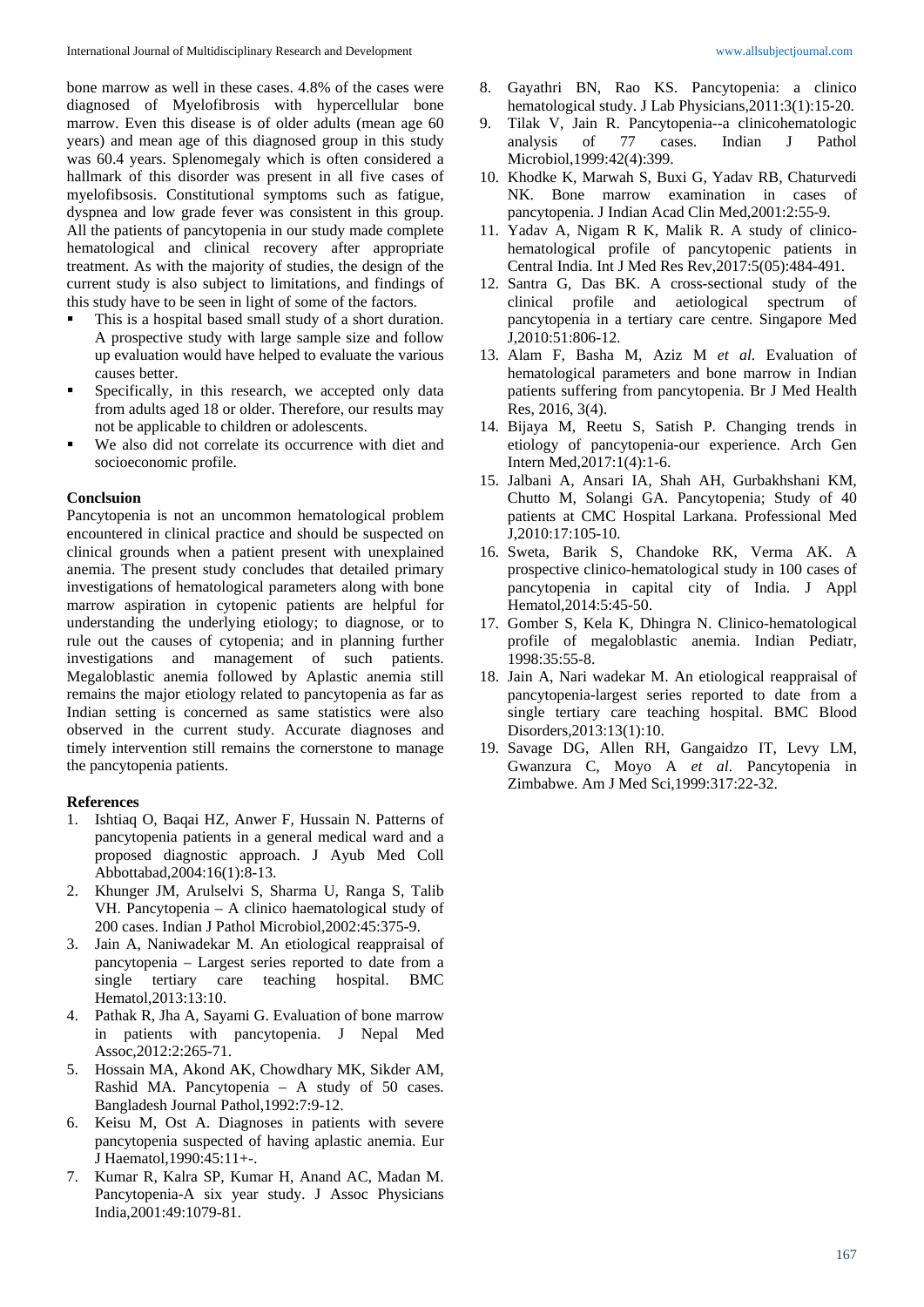bone marrow as well in these cases. 4.8% of the cases were diagnosed of Myelofibrosis with hypercellular bone marrow. Even this disease is of older adults (mean age 60 years) and mean age of this diagnosed group in this study was 60.4 years. Splenomegaly which is often considered a hallmark of this disorder was present in all five cases of myelofibsosis. Constitutional symptoms such as fatigue, dyspnea and low grade fever was consistent in this group. All the patients of pancytopenia in our study made complete hematological and clinical recovery after appropriate treatment. As with the majority of studies, the design of the current study is also subject to limitations, and findings of this study have to be seen in light of some of the factors.

- This is a hospital based small study of a short duration. A prospective study with large sample size and follow up evaluation would have helped to evaluate the various causes better.
- Specifically, in this research, we accepted only data from adults aged 18 or older. Therefore, our results may not be applicable to children or adolescents.
- We also did not correlate its occurrence with diet and socioeconomic profile.

## Conclsuion

Pancytopenia is not an uncommon hematological problem encountered in clinical practice and should be suspected on clinical grounds when a patient present with unexplained anemia. The present study concludes that detailed primary investigations of hematological parameters along with bone marrow aspiration in cytopenic patients are helpful for understanding the underlying etiology; to diagnose, or to rule out the causes of cytopenia; and in planning further investigations and management of such patients. Megaloblastic anemia followed by Aplastic anemia still remains the major etiology related to pancytopenia as far as Indian setting is concerned as same statistics were also observed in the current study. Accurate diagnoses and timely intervention still remains the cornerstone to manage the pancytopenia patients.

## References

1. Ishtiaq O, Baqai HZ, Anwer F, Hussain N. Patterns of pancytopenia patients in a general medical ward and a proposed diagnostic approach. J Ayub Med Coll Abbottabad,2004:16(1):8-13.
2. Khunger JM, Arulselvi S, Sharma U, Ranga S, Talib VH. Pancytopenia – A clinico haematological study of 200 cases. Indian J Pathol Microbiol,2002:45:375-9.
3. Jain A, Naniwadekar M. An etiological reappraisal of pancytopenia – Largest series reported to date from a single tertiary care teaching hospital. BMC Hematol,2013:13:10.
4. Pathak R, Jha A, Sayami G. Evaluation of bone marrow in patients with pancytopenia. J Nepal Med Assoc,2012:2:265-71.
5. Hossain MA, Akond AK, Chowdhary MK, Sikder AM, Rashid MA. Pancytopenia – A study of 50 cases. Bangladesh Journal Pathol,1992:7:9-12.
6. Keisu M, Ost A. Diagnoses in patients with severe pancytopenia suspected of having aplastic anemia. Eur J Haematol,1990:45:11+-.
7. Kumar R, Kalra SP, Kumar H, Anand AC, Madan M. Pancytopenia-A six year study. J Assoc Physicians India,2001:49:1079-81.
8. Gayathri BN, Rao KS. Pancytopenia: a clinico hematological study. J Lab Physicians,2011:3(1):15-20.
9. Tilak V, Jain R. Pancytopenia--a clinicohematologic analysis of 77 cases. Indian J Pathol Microbiol,1999:42(4):399.
10. Khodke K, Marwah S, Buxi G, Yadav RB, Chaturvedi NK. Bone marrow examination in cases of pancytopenia. J Indian Acad Clin Med,2001:2:55-9.
11. Yadav A, Nigam R K, Malik R. A study of clinico-hematological profile of pancytopenic patients in Central India. Int J Med Res Rev,2017:5(05):484-491.
12. Santra G, Das BK. A cross-sectional study of the clinical profile and aetiological spectrum of pancytopenia in a tertiary care centre. Singapore Med J,2010:51:806-12.
13. Alam F, Basha M, Aziz M *et al.* Evaluation of hematological parameters and bone marrow in Indian patients suffering from pancytopenia. Br J Med Health Res, 2016, 3(4).
14. Bijaya M, Reetu S, Satish P. Changing trends in etiology of pancytopenia-our experience. Arch Gen Intern Med,2017:1(4):1-6.
15. Jalbani A, Ansari IA, Shah AH, Gurbakhshani KM, Chutto M, Solangi GA. Pancytopenia; Study of 40 patients at CMC Hospital Larkana. Professional Med J,2010:17:105-10.
16. Sweta, Barik S, Chandoke RK, Verma AK. A prospective clinico-hematological study in 100 cases of pancytopenia in capital city of India. J Appl Hematol,2014:5:45-50.
17. Gomber S, Kela K, Dhingra N. Clinico-hematological profile of megaloblastic anemia. Indian Pediatr, 1998:35:55-8.
18. Jain A, Nari wadekar M. An etiological reappraisal of pancytopenia-largest series reported to date from a single tertiary care teaching hospital. BMC Blood Disorders,2013:13(1):10.
19. Savage DG, Allen RH, Gangaidzo IT, Levy LM, Gwanzura C, Moyo A *et al*. Pancytopenia in Zimbabwe. Am J Med Sci,1999:317:22-32.